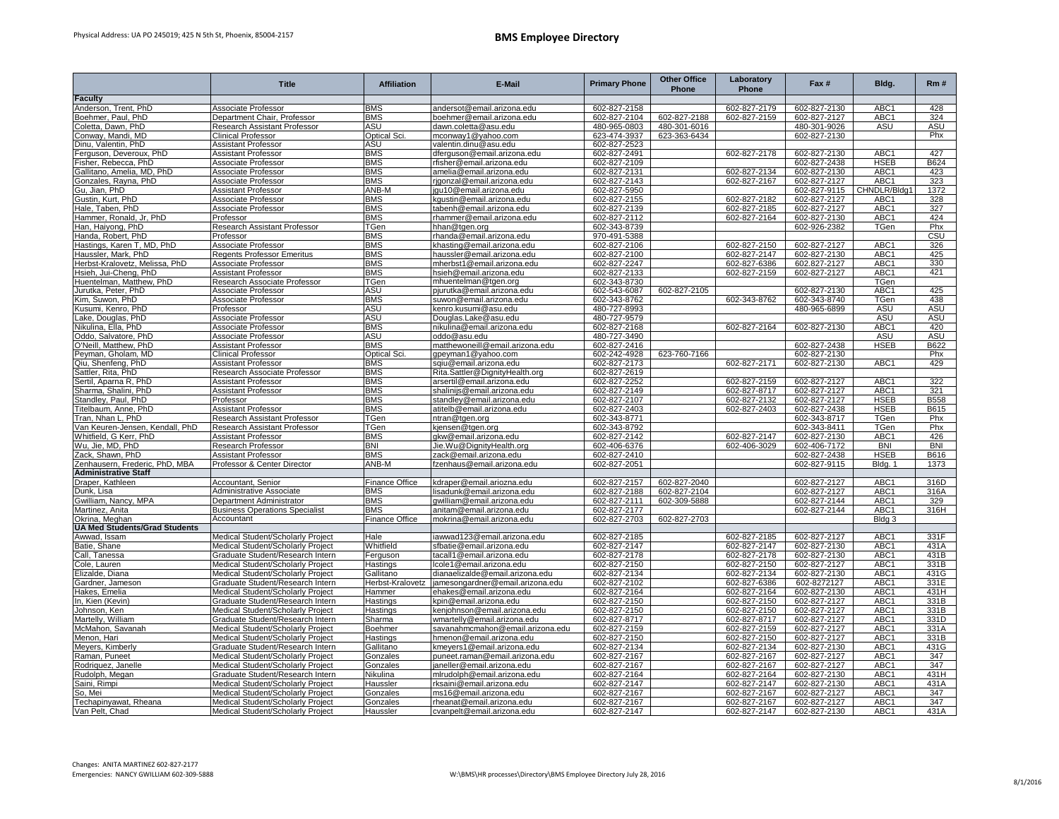Physical Address: UA PO 245019; 425 N 5th St, Phoenix, 85004-2157

# BMS Employee Directory

| | Title | Affiliation | E-Mail | Primary Phone | Other Office Phone | Laboratory Phone | Fax # | Bldg. | Rm # |
|---|---|---|---|---|---|---|---|---|---|
| **Faculty** | | | | | | | | | |
| Anderson, Trent, PhD | Associate Professor | BMS | andersot@email.arizona.edu | 602-827-2158 | | 602-827-2179 | 602-827-2130 | ABC1 | 428 |
| Boehmer, Paul, PhD | Department Chair, Professor | BMS | boehmer@email.arizona.edu | 602-827-2104 | 602-827-2188 | 602-827-2159 | 602-827-2127 | ABC1 | 324 |
| Coletta, Dawn, PhD | Research Assistant Professor | ASU | dawn.coletta@asu.edu | 480-965-0803 | 480-301-6016 | | 480-301-9026 | ASU | ASU |
| Conway, Mandi, MD | Clinical Professor | Optical Sci. | mconway1@yahoo.com | 623-474-3937 | 623-363-6434 | | 602-827-2130 | | Phx |
| Dinu, Valentin, PhD | Assistant Professor | ASU | valentin.dinu@asu.edu | 602-827-2523 | | | | | |
| Ferguson, Deveroux, PhD | Assistant Professor | BMS | dferguson@email.arizona.edu | 602-827-2491 | | 602-827-2178 | 602-827-2130 | ABC1 | 427 |
| Fisher, Rebecca, PhD | Associate Professor | BMS | rfisher@email.arizona.edu | 602-827-2109 | | | 602-827-2438 | HSEB | B624 |
| Gallitano, Amelia, MD, PhD | Associate Professor | BMS | amelia@email.arizona.edu | 602-827-2131 | | 602-827-2134 | 602-827-2130 | ABC1 | 423 |
| Gonzales, Rayna, PhD | Associate Professor | BMS | rjgonzal@email.arizona.edu | 602-827-2143 | | 602-827-2167 | 602-827-2127 | ABC1 | 323 |
| Gu, Jian, PhD | Assistant Professor | ANB-M | jgu10@email.arizona.edu | 602-827-5950 | | | 602-827-9115 | CHNDLR/Bldg1 | 1372 |
| Gustin, Kurt, PhD | Associate Professor | BMS | kgustin@email.arizona.edu | 602-827-2155 | | 602-827-2182 | 602-827-2127 | ABC1 | 328 |
| Hale, Taben, PhD | Associate Professor | BMS | tabenh@email.arizona.edu | 602-827-2139 | | 602-827-2185 | 602-827-2127 | ABC1 | 327 |
| Hammer, Ronald, Jr, PhD | Professor | BMS | rhammer@email.arizona.edu | 602-827-2112 | | 602-827-2164 | 602-827-2130 | ABC1 | 424 |
| Han, Haiyong, PhD | Research Assistant Professor | TGen | hhan@tgen.org | 602-343-8739 | | | 602-926-2382 | TGen | Phx |
| Handa, Robert, PhD | Professor | BMS | rhanda@email.arizona.edu | 970-491-5388 | | | | | CSU |
| Hastings, Karen T, MD, PhD | Associate Professor | BMS | khasting@email.arizona.edu | 602-827-2106 | | 602-827-2150 | 602-827-2127 | ABC1 | 326 |
| Haussler, Mark, PhD | Regents Professor Emeritus | BMS | haussler@email.arizona.edu | 602-827-2100 | | 602-827-2147 | 602-827-2130 | ABC1 | 425 |
| Herbst-Kralovetz, Melissa, PhD | Associate Professor | BMS | mherbst1@email.arizona.edu | 602-827-2247 | | 602-827-6386 | 602-827-2127 | ABC1 | 330 |
| Hsieh, Jui-Cheng, PhD | Assistant Professor | BMS | hsieh@email.arizona.edu | 602-827-2133 | | 602-827-2159 | 602-827-2127 | ABC1 | 421 |
| Huentelman, Matthew, PhD | Research Associate Professor | TGen | mhuentelman@tgen.org | 602-343-8730 | | | | TGen | |
| Jurutka, Peter, PhD | Associate Professor | ASU | pjurutka@email.arizona.edu | 602-543-6087 | 602-827-2105 | | 602-827-2130 | ABC1 | 425 |
| Kim, Suwon, PhD | Associate Professor | BMS | suwon@email.arizona.edu | 602-343-8762 | | 602-343-8762 | 602-343-8740 | TGen | 438 |
| Kusumi, Kenro, PhD | Professor | ASU | kenro.kusumi@asu.edu | 480-727-8993 | | | 480-965-6899 | ASU | ASU |
| Lake, Douglas, PhD | Associate Professor | ASU | Douglas.Lake@asu.edu | 480-727-9579 | | | | ASU | ASU |
| Nikulina, Ella, PhD | Associate Professor | BMS | nikulina@email.arizona.edu | 602-827-2168 | | 602-827-2164 | 602-827-2130 | ABC1 | 420 |
| Oddo, Salvatore, PhD | Associate Professor | ASU | oddo@asu.edu | 480-727-3490 | | | | ASU | ASU |
| O'Neill, Matthew, PhD | Assistant Professor | BMS | matthewoneill@email.arizona.edu | 602-827-2416 | | | 602-827-2438 | HSEB | B622 |
| Peyman, Gholam, MD | Clinical Professor | Optical Sci. | gpeyman1@yahoo.com | 602-242-4928 | 623-760-7166 | | 602-827-2130 | | Phx |
| Qiu, Shenfeng, PhD | Assistant Professor | BMS | sqiu@email.arizona.edu | 602-827-2173 | | 602-827-2171 | 602-827-2130 | ABC1 | 429 |
| Sattler, Rita, PhD | Research Associate Professor | BMS | Rita.Sattler@DignityHealth.org | 602-827-2619 | | | | | |
| Sertil, Aparna R, PhD | Assistant Professor | BMS | arsertil@email.arizona.edu | 602-827-2252 | | 602-827-2159 | 602-827-2127 | ABC1 | 322 |
| Sharma, Shalini, PhD | Assistant Professor | BMS | shalinijs@email.arizona.edu | 602-827-2149 | | 602-827-8717 | 602-827-2127 | ABC1 | 321 |
| Standley, Paul, PhD | Professor | BMS | standley@email.arizona.edu | 602-827-2107 | | 602-827-2132 | 602-827-2127 | HSEB | B558 |
| Titelbaum, Anne, PhD | Assistant Professor | BMS | atitelb@email.arizona.edu | 602-827-2403 | | 602-827-2403 | 602-827-2438 | HSEB | B615 |
| Tran, Nhan L, PhD | Research Assistant Professor | TGen | ntran@tgen.org | 602-343-8771 | | | 602-343-8717 | TGen | Phx |
| Van Keuren-Jensen, Kendall, PhD | Research Assistant Professor | TGen | kjensen@tgen.org | 602-343-8792 | | | 602-343-8411 | TGen | Phx |
| Whitfield, G Kerr, PhD | Assistant Professor | BMS | gkw@email.arizona.edu | 602-827-2142 | | 602-827-2147 | 602-827-2130 | ABC1 | 426 |
| Wu, Jie, MD, PhD | Research Professor | BNI | Jie.Wu@DignityHealth.org | 602-406-6376 | | 602-406-3029 | 602-406-7172 | BNI | BNI |
| Zack, Shawn, PhD | Assistant Professor | BMS | zack@email.arizona.edu | 602-827-2410 | | | 602-827-2438 | HSEB | B616 |
| Zenhausern, Frederic, PhD, MBA | Professor & Center Director | ANB-M | fzenhaus@email.arizona.edu | 602-827-2051 | | | 602-827-9115 | Bldg. 1 | 1373 |
| **Administrative Staff** | | | | | | | | | |
| Draper, Kathleen | Accountant, Senior | Finance Office | kdraper@email.ariozna.edu | 602-827-2157 | 602-827-2040 | | 602-827-2127 | ABC1 | 316D |
| Dunk, Lisa | Administrative Associate | BMS | lisadunk@email.arizona.edu | 602-827-2188 | 602-827-2104 | | 602-827-2127 | ABC1 | 316A |
| Gwilliam, Nancy, MPA | Department Administrator | BMS | gwilliam@email.arizona.edu | 602-827-2111 | 602-309-5888 | | 602-827-2144 | ABC1 | 329 |
| Martinez, Anita | Business Operations Specialist | BMS | anitam@email.arizona.edu | 602-827-2177 | | | 602-827-2144 | ABC1 | 316H |
| Okrina, Meghan | Accountant | Finance Office | mokrina@email.arizona.edu | 602-827-2703 | 602-827-2703 | | | Bldg 3 | |
| **UA Med Students/Grad Students** | | | | | | | | | |
| Awwad, Issam | Medical Student/Scholarly Project | Hale | iawwad123@email.arizona.edu | 602-827-2185 | | 602-827-2185 | 602-827-2127 | ABC1 | 331F |
| Batie, Shane | Medical Student/Scholarly Project | Whitfield | sfbatie@email.arizona.edu | 602-827-2147 | | 602-827-2147 | 602-827-2130 | ABC1 | 431A |
| Call, Tanessa | Graduate Student/Research Intern | Ferguson | tacall1@email.arizona.edu | 602-827-2178 | | 602-827-2178 | 602-827-2130 | ABC1 | 431B |
| Cole, Lauren | Medical Student/Scholarly Project | Hastings | lcole1@email.arizona.edu | 602-827-2150 | | 602-827-2150 | 602-827-2127 | ABC1 | 331B |
| Elizalde, Diana | Medical Student/Scholarly Project | Gallitano | dianaelizalde@email.arizona.edu | 602-827-2134 | | 602-827-2134 | 602-827-2130 | ABC1 | 431G |
| Gardner, Jameson | Graduate Student/Research Intern | Herbst-Kralovetz | jamesongardner@email.arizona.edu | 602-827-2102 | | 602-827-6386 | 602-8272127 | ABC1 | 331E |
| Hakes, Emelia | Medical Student/Scholarly Project | Hammer | ehakes@email.arizona.edu | 602-827-2164 | | 602-827-2164 | 602-827-2130 | ABC1 | 431H |
| In, Kien (Kevin) | Graduate Student/Research Intern | Hastings | kpin@email.arizona.edu | 602-827-2150 | | 602-827-2150 | 602-827-2127 | ABC1 | 331B |
| Johnson, Ken | Medical Student/Scholarly Project | Hastings | kenjohnson@email.arizona.edu | 602-827-2150 | | 602-827-2150 | 602-827-2127 | ABC1 | 331B |
| Martelly, William | Graduate Student/Research Intern | Sharma | wmartelly@email.arizona.edu | 602-827-8717 | | 602-827-8717 | 602-827-2127 | ABC1 | 331D |
| McMahon, Savanah | Medical Student/Scholarly Project | Boehmer | savanahmcmahon@email.arizona.edu | 602-827-2159 | | 602-827-2159 | 602-827-2127 | ABC1 | 331A |
| Menon, Hari | Medical Student/Scholarly Project | Hastings | hmenon@email.arizona.edu | 602-827-2150 | | 602-827-2150 | 602-827-2127 | ABC1 | 331B |
| Meyers, Kimberly | Graduate Student/Research Intern | Gallitano | kmeyers1@email.arizona.edu | 602-827-2134 | | 602-827-2134 | 602-827-2130 | ABC1 | 431G |
| Raman, Puneet | Medical Student/Scholarly Project | Gonzales | puneet.raman@email.arizona.edu | 602-827-2167 | | 602-827-2167 | 602-827-2127 | ABC1 | 347 |
| Rodriquez, Janelle | Medical Student/Scholarly Project | Gonzales | janeller@email.arizona.edu | 602-827-2167 | | 602-827-2167 | 602-827-2127 | ABC1 | 347 |
| Rudolph, Megan | Graduate Student/Research Intern | Nikulina | mlrudolph@email.arizona.edu | 602-827-2164 | | 602-827-2164 | 602-827-2130 | ABC1 | 431H |
| Saini, Rimpi | Medical Student/Scholarly Project | Haussler | rksaini@email.arizona.edu | 602-827-2147 | | 602-827-2147 | 602-827-2130 | ABC1 | 431A |
| So, Mei | Medical Student/Scholarly Project | Gonzales | ms16@email.arizona.edu | 602-827-2167 | | 602-827-2167 | 602-827-2127 | ABC1 | 347 |
| Techapinyawat, Rheana | Medical Student/Scholarly Project | Gonzales | rheanat@email.arizona.edu | 602-827-2167 | | 602-827-2167 | 602-827-2127 | ABC1 | 347 |
| Van Pelt, Chad | Medical Student/Scholarly Project | Haussler | cvanpelt@email.arizona.edu | 602-827-2147 | | 602-827-2147 | 602-827-2130 | ABC1 | 431A |

Changes: ANITA MARTINEZ 602-827-2177
Emergencies: NANCY GWILLIAM 602-309-5888

W:\BMS\HR processes\Directory\BMS Employee Directory July 28, 2016

8/1/2016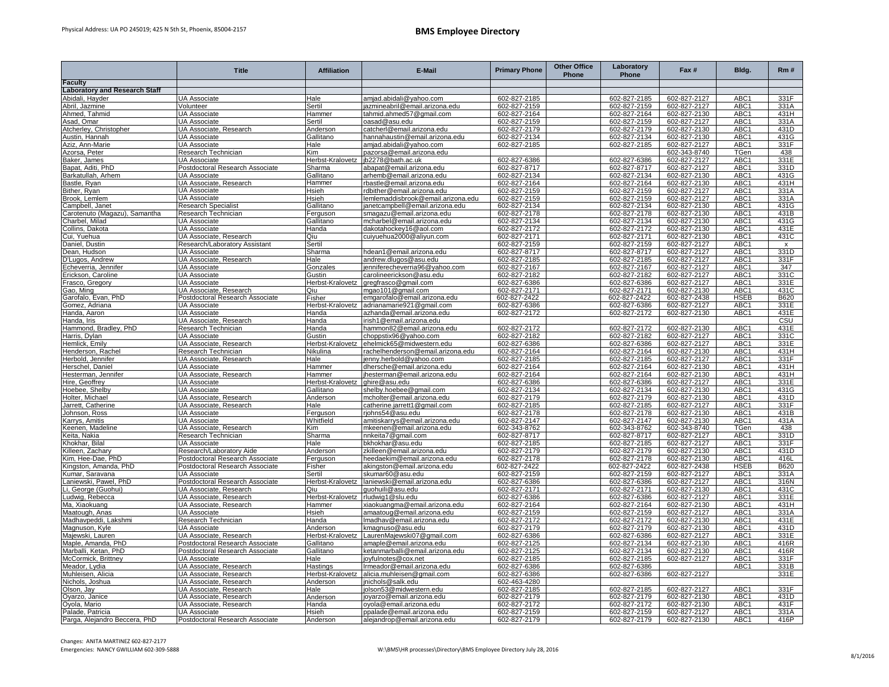Physical Address: UA PO 245019; 425 N 5th St, Phoenix, 85004-2157

# BMS Employee Directory

| | Title | Affiliation | E-Mail | Primary Phone | Other Office Phone | Laboratory Phone | Fax # | Bldg. | Rm # |
|---|---|---|---|---|---|---|---|---|---|
| **Faculty** | | | | | | | | | |
| **Laboratory and Research Staff** | | | | | | | | | |
| Abidali, Hayder | UA Associate | Hale | amjad.abidali@yahoo.com | 602-827-2185 | | 602-827-2185 | 602-827-2127 | ABC1 | 331F |
| Abril, Jazmine | Volunteer | Sertil | jazmineabril@email.arizona.edu | 602-827-2159 | | 602-827-2159 | 602-827-2127 | ABC1 | 331A |
| Ahmed, Tahmid | UA Associate | Hammer | tahmid.ahmed57@gmail.com | 602-827-2164 | | 602-827-2164 | 602-827-2130 | ABC1 | 431H |
| Asad, Omar | UA Associate | Sertil | oasad@asu.edu | 602-827-2159 | | 602-827-2159 | 602-827-2127 | ABC1 | 331A |
| Atcherley, Christopher | UA Associate, Research | Anderson | catcherl@email.arizona.edu | 602-827-2179 | | 602-827-2179 | 602-827-2130 | ABC1 | 431D |
| Austin, Hannah | UA Associate | Gallitano | hannahaustin@email.arizona.edu | 602-827-2134 | | 602-827-2134 | 602-827-2130 | ABC1 | 431G |
| Aziz, Ann-Marie | UA Associate | Hale | amjad.abidali@yahoo.com | 602-827-2185 | | 602-827-2185 | 602-827-2127 | ABC1 | 331F |
| Azorsa, Peter | Research Technician | Kim | pazorsa@email.arizona.edu | | | | 602-343-8740 | TGen | 438 |
| Baker, James | UA Associate | Herbst-Kralovetz | jb2278@bath.ac.uk | 602-827-6386 | | 602-827-6386 | 602-827-2127 | ABC1 | 331E |
| Bapat, Aditi, PhD | Postdoctoral Research Associate | Sharma | abapat@email.arizona.edu | 602-827-8717 | | 602-827-8717 | 602-827-2127 | ABC1 | 331D |
| Barkatullah, Arhem | UA Associate | Gallitano | arhemb@email.arizona.edu | 602-827-2134 | | 602-827-2134 | 602-827-2130 | ABC1 | 431G |
| Bastle, Ryan | UA Associate, Research | Hammer | rbastle@email.arizona.edu | 602-827-2164 | | 602-827-2164 | 602-827-2130 | ABC1 | 431H |
| Bither, Ryan | UA Associate | Hsieh | rdbither@email.arizona.edu | 602-827-2159 | | 602-827-2159 | 602-827-2127 | ABC1 | 331A |
| Brook, Lemlem | UA Associate | Hsieh | lemlemaddisbrook@email.arizona.edu | 602-827-2159 | | 602-827-2159 | 602-827-2127 | ABC1 | 331A |
| Campbell, Janet | Research Specialist | Gallitano | janetcampbell@email.arizona.edu | 602-827-2134 | | 602-827-2134 | 602-827-2130 | ABC1 | 431G |
| Carotenuto (Magazu), Samantha | Research Technician | Ferguson | smagazu@email.arizona.edu | 602-827-2178 | | 602-827-2178 | 602-827-2130 | ABC1 | 431B |
| Charbel, Milad | UA Associate | Gallitano | mcharbel@email.arizona.edu | 602-827-2134 | | 602-827-2134 | 602-827-2130 | ABC1 | 431G |
| Collins, Dakota | UA Associate | Handa | dakotahockey16@aol.com | 602-827-2172 | | 602-827-2172 | 602-827-2130 | ABC1 | 431E |
| Cui, Yuehua | UA Associate, Research | Qiu | cuiyuehua2000@aliyun.com | 602-827-2171 | | 602-827-2171 | 602-827-2130 | ABC1 | 431C |
| Daniel, Dustin | Research/Laboratory Assistant | Sertil | | 602-827-2159 | | 602-827-2159 | 602-827-2127 | ABC1 | x |
| Dean, Hudson | UA Associate | Sharma | hdean1@email.arizona.edu | 602-827-8717 | | 602-827-8717 | 602-827-2127 | ABC1 | 331D |
| D'Lugos, Andrew | UA Associate, Research | Hale | andrew.dlugos@asu.edu | 602-827-2185 | | 602-827-2185 | 602-827-2127 | ABC1 | 331F |
| Echeverria, Jennifer | UA Associate | Gonzales | jenniferecheverria96@yahoo.com | 602-827-2167 | | 602-827-2167 | 602-827-2127 | ABC1 | 347 |
| Erickson, Caroline | UA Associate | Gustin | carolineerickson@asu.edu | 602-827-2182 | | 602-827-2182 | 602-827-2127 | ABC1 | 331C |
| Frasco, Gregory | UA Associate | Herbst-Kralovetz | gregfrasco@gmail.com | 602-827-6386 | | 602-827-6386 | 602-827-2127 | ABC1 | 331E |
| Gao, Ming | UA Associate, Research | Qiu | mgao101@gmail.com | 602-827-2171 | | 602-827-2171 | 602-827-2130 | ABC1 | 431C |
| Garofalo, Evan, PhD | Postdoctoral Research Associate | Fisher | emgarofalo@email.arizona.edu | 602-827-2422 | | 602-827-2422 | 602-827-2438 | HSEB | B620 |
| Gomez, Adriana | UA Associate | Herbst-Kralovetz | adrianamarie921@gmail.com | 602-827-6386 | | 602-827-6386 | 602-827-2127 | ABC1 | 331E |
| Handa, Aaron | UA Associate | Handa | azhanda@email.arizona.edu | 602-827-2172 | | 602-827-2172 | 602-827-2130 | ABC1 | 431E |
| Handa, Iris | UA Associate, Research | Handa | irish1@email.arizona.edu | | | | | | CSU |
| Hammond, Bradley, PhD | Research Technician | Handa | hammon82@email.arizona.edu | 602-827-2172 | | 602-827-2172 | 602-827-2130 | ABC1 | 431E |
| Harris, Dylan | UA Associate | Gustin | choppstix96@yahoo.com | 602-827-2182 | | 602-827-2182 | 602-827-2127 | ABC1 | 331C |
| Hemlick, Emily | UA Associate, Research | Herbst-Kralovetz | ehelmick65@midwestern.edu | 602-827-6386 | | 602-827-6386 | 602-827-2127 | ABC1 | 331E |
| Henderson, Rachel | Research Technician | Nikulina | rachelhenderson@email.arizona.edu | 602-827-2164 | | 602-827-2164 | 602-827-2130 | ABC1 | 431H |
| Herbold, Jennifer | UA Associate, Research | Hale | jenny.herbold@yahoo.com | 602-827-2185 | | 602-827-2185 | 602-827-2127 | ABC1 | 331F |
| Herschel, Daniel | UA Associate | Hammer | dhersche@email.arizona.edu | 602-827-2164 | | 602-827-2164 | 602-827-2130 | ABC1 | 431H |
| Hesterman, Jennifer | UA Associate, Research | Hammer | jhesterman@email.arizona.edu | 602-827-2164 | | 602-827-2164 | 602-827-2130 | ABC1 | 431H |
| Hire, Geoffrey | UA Associate | Herbst-Kralovetz | ghire@asu.edu | 602-827-6386 | | 602-827-6386 | 602-827-2127 | ABC1 | 331E |
| Hoebee, Shelby | UA Associate | Gallitano | shelby.hoebee@gmail.com | 602-827-2134 | | 602-827-2134 | 602-827-2130 | ABC1 | 431G |
| Holter, Michael | UA Associate, Research | Anderson | mcholter@email.arizona.edu | 602-827-2179 | | 602-827-2179 | 602-827-2130 | ABC1 | 431D |
| Jarrett, Catherine | UA Associate, Research | Hale | catherine.jarrett1@gmail.com | 602-827-2185 | | 602-827-2185 | 602-827-2127 | ABC1 | 331F |
| Johnson, Ross | UA Associate | Ferguson | rjohns54@asu.edu | 602-827-2178 | | 602-827-2178 | 602-827-2130 | ABC1 | 431B |
| Karrys, Amitis | UA Associate | Whitfield | amitiskarrys@email.arizona.edu | 602-827-2147 | | 602-827-2147 | 602-827-2130 | ABC1 | 431A |
| Keenen, Madeline | UA Associate, Research | Kim | mkeenen@email.arizona.edu | 602-343-8762 | | 602-343-8762 | 602-343-8740 | TGen | 438 |
| Keita, Nakia | Research Technician | Sharma | nnkeita7@gmail.com | 602-827-8717 | | 602-827-8717 | 602-827-2127 | ABC1 | 331D |
| Khokhar, Bilal | UA Associate | Hale | bkhokhar@asu.edu | 602-827-2185 | | 602-827-2185 | 602-827-2127 | ABC1 | 331F |
| Killeen, Zachary | Research/Laboratory Aide | Anderson | zkilleen@email.arizona.edu | 602-827-2179 | | 602-827-2179 | 602-827-2130 | ABC1 | 431D |
| Kim, Hee-Dae, PhD | Postdoctoral Research Associate | Ferguson | heedaekim@email.arizona.edu | 602-827-2178 | | 602-827-2178 | 602-827-2130 | ABC1 | 416L |
| Kingston, Amanda, PhD | Postdoctoral Research Associate | Fisher | akingston@email.arizona.edu | 602-827-2422 | | 602-827-2422 | 602-827-2438 | HSEB | B620 |
| Kumar, Saravana | UA Associate | Sertil | skumar60@asu.edu | 602-827-2159 | | 602-827-2159 | 602-827-2127 | ABC1 | 331A |
| Laniewski, Pawel, PhD | Postdoctoral Research Associate | Herbst-Kralovetz | laniewski@email.arizona.edu | 602-827-6386 | | 602-827-6386 | 602-827-2127 | ABC1 | 316N |
| Li, George (Guohui) | UA Associate, Research | Qiu | guohuili@asu.edu | 602-827-2171 | | 602-827-2171 | 602-827-2130 | ABC1 | 431C |
| Ludwig, Rebecca | UA Associate, Research | Herbst-Kralovetz | rludwig1@slu.edu | 602-827-6386 | | 602-827-6386 | 602-827-2127 | ABC1 | 331E |
| Ma, Xiaokuang | UA Associate, Research | Hammer | xiaokuangma@email.arizona.edu | 602-827-2164 | | 602-827-2164 | 602-827-2130 | ABC1 | 431H |
| Maatough, Anas | UA Associate | Hsieh | amaatoug@email.arizona.edu | 602-827-2159 | | 602-827-2159 | 602-827-2127 | ABC1 | 331A |
| Madhavpeddi, Lakshmi | Research Technician | Handa | lmadhav@email.arizona.edu | 602-827-2172 | | 602-827-2172 | 602-827-2130 | ABC1 | 431E |
| Magnuson, Kyle | UA Associate | Anderson | kmagnuso@asu.edu | 602-827-2179 | | 602-827-2179 | 602-827-2130 | ABC1 | 431D |
| Majewski, Lauren | UA Associate, Research | Herbst-Kralovetz | LaurenMajewski07@gmail.com | 602-827-6386 | | 602-827-6386 | 602-827-2127 | ABC1 | 331E |
| Maple, Amanda, PhD | Postdoctoral Research Associate | Gallitano | amaple@email.arizona.edu | 602-827-2125 | | 602-827-2134 | 602-827-2130 | ABC1 | 416R |
| Marballi, Ketan, PhD | Postdoctoral Research Associate | Gallitano | ketanmarballi@email.arizona.edu | 602-827-2125 | | 602-827-2134 | 602-827-2130 | ABC1 | 416R |
| McCormick, Brittney | UA Associate | Hale | joyfulnotes@cox.net | 602-827-2185 | | 602-827-2185 | 602-827-2127 | ABC1 | 331F |
| Meador, Lydia | UA Associate, Research | Hastings | lrmeador@email.arizona.edu | 602-827-6386 | | 602-827-6386 | | ABC1 | 331B |
| Muhleisen, Alicia | UA Associate, Research | Herbst-Kralovetz | alicia.muhleisen@gmail.com | 602-827-6386 | | 602-827-6386 | 602-827-2127 | | 331E |
| Nichols, Joshua | UA Associate, Research | Anderson | jnichols@salk.edu | 602-463-4280 | | | | | |
| Olson, Jay | UA Associate, Research | Hale | jolson53@midwestern.edu | 602-827-2185 | | 602-827-2185 | 602-827-2127 | ABC1 | 331F |
| Oyarzo, Janice | UA Associate, Research | Anderson | joyarzo@email.arizona.edu | 602-827-2179 | | 602-827-2179 | 602-827-2130 | ABC1 | 431D |
| Oyola, Mario | UA Associate, Research | Handa | oyola@email.arizona.edu | 602-827-2172 | | 602-827-2172 | 602-827-2130 | ABC1 | 431F |
| Palade, Patricia | UA Associate | Hsieh | ppalade@email.arizona.edu | 602-827-2159 | | 602-827-2159 | 602-827-2127 | ABC1 | 331A |
| Parga, Alejandro Beccera, PhD | Postdoctoral Research Associate | Anderson | alejandrop@email.arizona.edu | 602-827-2179 | | 602-827-2179 | 602-827-2130 | ABC1 | 416P |

Changes: ANITA MARTINEZ 602-827-2177
Emergencies: NANCY GWILLIAM 602-309-5888

W:\BMS\HR processes\Directory\BMS Employee Directory July 28, 2016

8/1/2016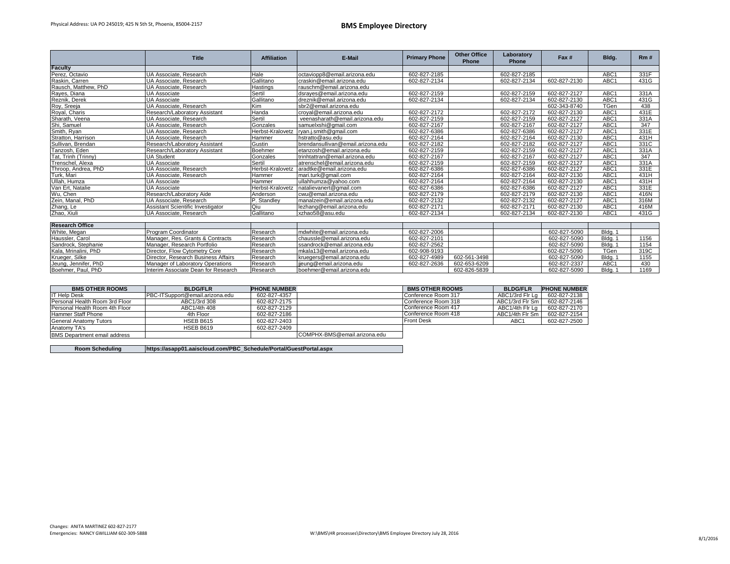Physical Address: UA PO 245019; 425 N 5th St, Phoenix, 85004-2157

# BMS Employee Directory

| | Title | Affiliation | E-Mail | Primary Phone | Other Office Phone | Laboratory Phone | Fax # | Bldg. | Rm # |
|---|---|---|---|---|---|---|---|---|---|
| **Faculty** | | | | | | | | | |
| Perez, Octavio | UA Associate, Research | Hale | octaviopp8@email.arizona.edu | 602-827-2185 | | 602-827-2185 | | ABC1 | 331F |
| Raskin, Carren | UA Associate, Research | Gallitano | craskin@email.arizona.edu | 602-827-2134 | | 602-827-2134 | 602-827-2130 | ABC1 | 431G |
| Rausch, Matthew, PhD | UA Associate, Research | Hastings | rauschm@email.arizona.edu | | | | | | |
| Rayes, Diana | UA Associate | Sertil | dsrayes@email.arizona.edu | 602-827-2159 | | 602-827-2159 | 602-827-2127 | ABC1 | 331A |
| Reznik, Derek | UA Associate | Gallitano | dreznik@email.arizona.edu | 602-827-2134 | | 602-827-2134 | 602-827-2130 | ABC1 | 431G |
| Roy, Sreeja | UA Associate, Research | Kim | sbr2@email.arizona.edu | | | | 602-343-8740 | TGen | 438 |
| Royal, Charis | Research/Laboratory Assistant | Handa | croyal@email.arizona.edu | 602-827-2172 | | 602-827-2172 | 602-827-2130 | ABC1 | 431E |
| Sharath, Veena | UA Associate, Research | Sertil | veenasharath@email.arizona.edu | 602-827-2159 | | 602-827-2159 | 602-827-2127 | ABC1 | 331A |
| Shi, Samuel | UA Associate, Research | Gonzales | samuelxshi@gmail.com | 602-827-2167 | | 602-827-2167 | 602-827-2127 | ABC1 | 347 |
| Smith, Ryan | UA Associate, Research | Herbst-Kralovetz | ryan.j.smith@gmail.com | 602-827-6386 | | 602-827-6386 | 602-827-2127 | ABC1 | 331E |
| Stratton, Harrison | UA Associate, Research | Hammer | hstratto@asu.edu | 602-827-2164 | | 602-827-2164 | 602-827-2130 | ABC1 | 431H |
| Sullivan, Brendan | Research/Laboratory Assistant | Gustin | brendansullivan@email.arizona.edu | 602-827-2182 | | 602-827-2182 | 602-827-2127 | ABC1 | 331C |
| Tanzosh, Eden | Research/Laboratory Assistant | Boehmer | etanzosh@email.arizona.edu | 602-827-2159 | | 602-827-2159 | 602-827-2127 | ABC1 | 331A |
| Tat, Trinh (Trinny) | UA Student | Gonzales | trinhtattran@email.arizona.edu | 602-827-2167 | | 602-827-2167 | 602-827-2127 | ABC1 | 347 |
| Trenschel, Alexa | UA Associate | Sertil | atrenschel@email.arizona.edu | 602-827-2159 | | 602-827-2159 | 602-827-2127 | ABC1 | 331A |
| Throop, Andrea, PhD | UA Associate, Research | Herbst-Kralovetz | aradtke@email.arizona.edu | 602-827-6386 | | 602-827-6386 | 602-827-2127 | ABC1 | 331E |
| Turk, Mari | UA Associate, Research | Hammer | mari.turk@gmail.com | 602-827-2164 | | 602-827-2164 | 602-827-2130 | ABC1 | 431H |
| Ullah, Humza | UA Associate | Hammer | ullahhumza@yahoo.com | 602-827-2164 | | 602-827-2164 | 602-827-2130 | ABC1 | 431H |
| Van Ert, Natalie | UA Associate | Herbst-Kralovetz | natalievanert@gmail.com | 602-827-6386 | | 602-827-6386 | 602-827-2127 | ABC1 | 331E |
| Wu, Chen | Research/Laboratory Aide | Anderson | cwu@email.arizona.edu | 602-827-2179 | | 602-827-2179 | 602-827-2130 | ABC1 | 416N |
| Zein, Manal, PhD | UA Associate, Research | P. Standley | manalzein@email.arizona.edu | 602-827-2132 | | 602-827-2132 | 602-827-2127 | ABC1 | 316M |
| Zhang, Le | Assistant Scientific Investigator | Qiu | lezhang@email.arizona.edu | 602-827-2171 | | 602-827-2171 | 602-827-2130 | ABC1 | 416M |
| Zhao, Xiuli | UA Associate, Research | Gallitano | xzhao58@asu.edu | 602-827-2134 | | 602-827-2134 | 602-827-2130 | ABC1 | 431G |
| **Research Office** | | | | | | | | | |
| White, Megan | Program Coordinator | Research | mdwhite@email.arizona.edu | 602-827-2006 | | | 602-827-5090 | Bldg. 1 | |
| Haussler, Carol | Manager, Res. Grants & Contracts | Research | chaussle@email.arizona.edu | 602-827-2101 | | | 602-827-5090 | Bldg. 1 | 1156 |
| Sandrock, Stephanie | Manager, Research Portfolio | Research | ssandrock@email.arizona.edu | 602-827-2562 | | | 602-827-5090 | Bldg. 1 | 1154 |
| Kala, Mrinalini, PhD | Director, Flow Cytometry Core | Research | mkala13@email.arizona.edu | 602-908-9193 | | | 602-827-5090 | TGen | 319C |
| Krueger, Silke | Director, Research Business Affairs | Research | kruegers@email.arizona.edu | 602-827-4989 | 602-561-3498 | | 602-827-5090 | Bldg. 1 | 1155 |
| Jeung, Jennifer, PhD | Manager of Laboratory Operations | Research | jjeung@email.arizona.edu | 602-827-2636 | 602-653-6209 | | 602-827-2337 | ABC1 | 430 |
| Boehmer, Paul, PhD | Interim Associate Dean for Research | Research | boehmer@email.arizona.edu | | 602-826-5839 | | 602-827-5090 | Bldg. 1 | 1169 |

| BMS OTHER ROOMS | BLDG/FLR | PHONE NUMBER | |
|---|---|---|---|
| IT Help Desk | PBC-ITSupport@email.arizona.edu | 602-827-4357 | |
| Personal Health Room 3rd Floor | ABC1/3rd 308 | 602-827-2175 | |
| Personal Health Room 4th Floor | ABC1/4th 408 | 602-827-2129 | |
| Hammer Staff Phone | 4th Floor | 602-827-2186 | |
| General Anatomy Tutors | HSEB B615 | 602-827-2403 | |
| Anatomy TA's | HSEB B619 | 602-827-2409 | |
| BMS Department email address | | | COMPHX-BMS@email.arizona.edu |

| BMS OTHER ROOMS | BLDG/FLR | PHONE NUMBER |
|---|---|---|
| Conference Room 317 | ABC1/3rd Flr Lg | 602-827-2138 |
| Conference Room 318 | ABC1/3rd Flr Sm | 602-827-2146 |
| Conference Room 417 | ABC1/4th Flr Lg | 602-827-2170 |
| Conference Room 418 | ABC1/4th Flr Sm | 602-827-2154 |
| Front Desk | ABC1 | 602-827-2500 |

| Room Scheduling | https://asapp01.aaiscloud.com/PBC_Schedule/Portal/GuestPortal.aspx |
|---|---|

Changes: ANITA MARTINEZ 602-827-2177
Emergencies: NANCY GWILLIAM 602-309-5888

W:\BMS\HR processes\Directory\BMS Employee Directory July 28, 2016

8/1/2016